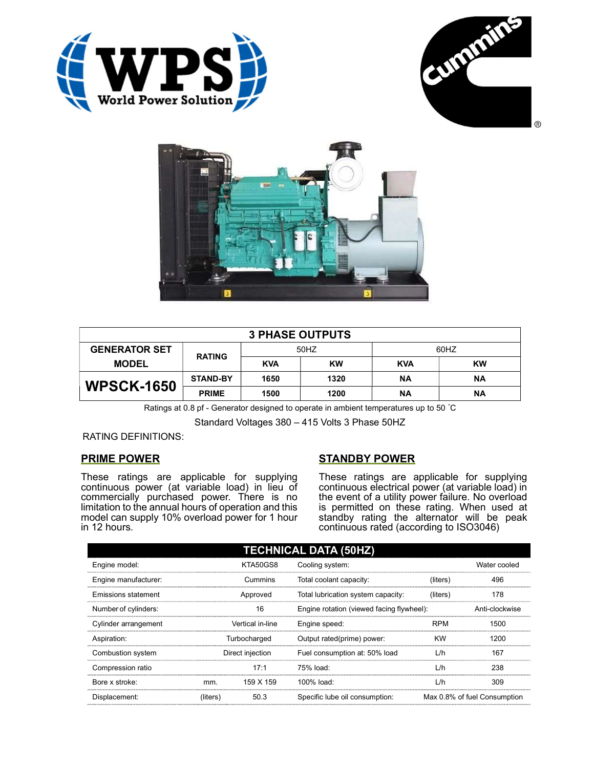| 3 PHASE OUTPUTS | | | | | |
|---|---|---|---|---|---|
| GENERATOR SET MODEL | RATING | 50HZ | | 60HZ | |
| | | KVA | KW | KVA | KW |
| **WPSCK-1650** | STAND-BY | 1650 | 1320 | NA | NA |
| | PRIME | 1500 | 1200 | NA | NA |

Ratings at 0.8 pf - Generator designed to operate in ambient temperatures up to 50 ˚C

Standard Voltages 380 – 415 Volts 3 Phase 50HZ

RATING DEFINITIONS:

## PRIME POWER

These ratings are applicable for supplying continuous power (at variable load) in lieu of commercially purchased power. There is no limitation to the annual hours of operation and this model can supply 10% overload power for 1 hour in 12 hours.

## STANDBY POWER

These ratings are applicable for supplying continuous electrical power (at variable load) in the event of a utility power failure. No overload is permitted on these rating. When used at standby rating the alternator will be peak continuous rated (according to ISO3046)

| TECHNICAL DATA (50HZ) | | | | | |
|---|---|---|---|---|---|
| Engine model: | | KTA50GS8 | Cooling system: | | Water cooled |
| Engine manufacturer: | | Cummins | Total coolant capacity: | (liters) | 496 |
| Emissions statement | | Approved | Total lubrication system capacity: | (liters) | 178 |
| Number of cylinders: | | 16 | Engine rotation (viewed facing flywheel): | | Anti-clockwise |
| Cylinder arrangement | | Vertical in-line | Engine speed: | RPM | 1500 |
| Aspiration: | | Turbocharged | Output rated(prime) power: | KW | 1200 |
| Combustion system | | Direct injection | Fuel consumption at: 50% load | L/h | 167 |
| Compression ratio | | 17:1 | 75% load: | L/h | 238 |
| Bore x stroke: | mm. | 159 X 159 | 100% load: | L/h | 309 |
| Displacement: | (liters) | 50.3 | Specific lube oil consumption: | | Max 0.8% of fuel Consumption |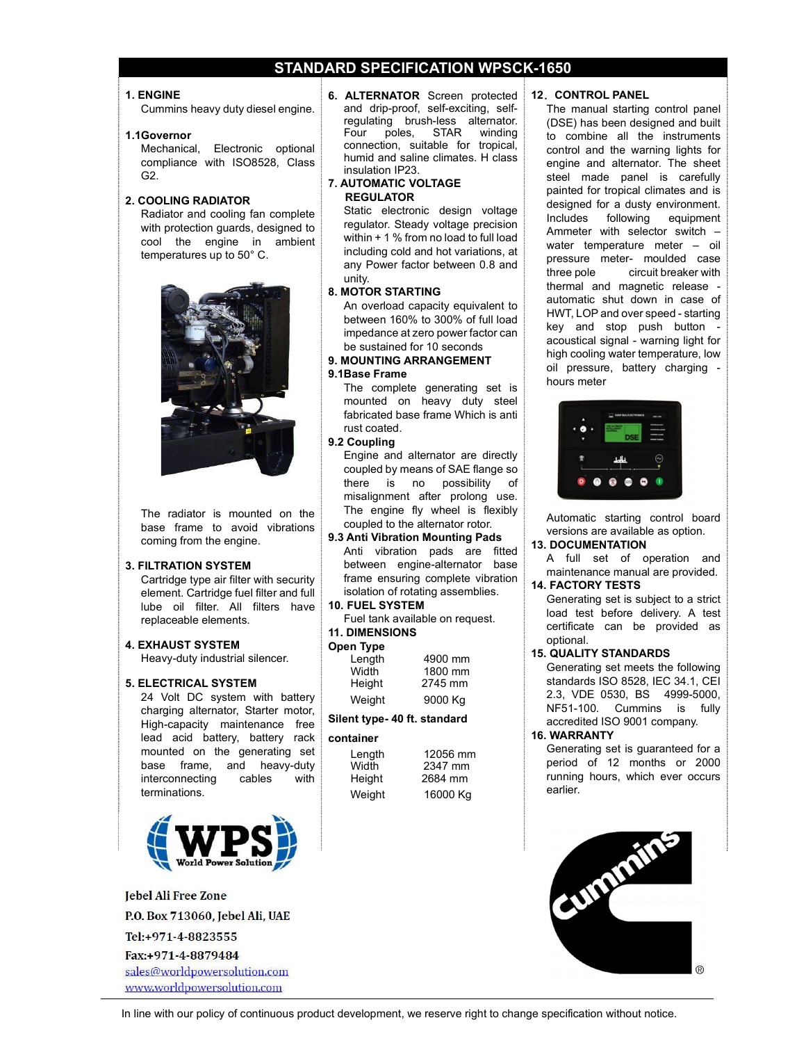# STANDARD SPECIFICATION WPSCK-1650

## 1. ENGINE

Cummins heavy duty diesel engine.

### 1.1Governor

Mechanical, Electronic optional compliance with ISO8528, Class G2.

## 2. COOLING RADIATOR

Radiator and cooling fan complete with protection guards, designed to cool the engine in ambient temperatures up to 50° C.

The radiator is mounted on the base frame to avoid vibrations coming from the engine.

## 3. FILTRATION SYSTEM

Cartridge type air filter with security element. Cartridge fuel filter and full lube oil filter. All filters have replaceable elements.

## 4. EXHAUST SYSTEM

Heavy-duty industrial silencer.

## 5. ELECTRICAL SYSTEM

24 Volt DC system with battery charging alternator, Starter motor, High-capacity maintenance free lead acid battery, battery rack mounted on the generating set base frame, and heavy-duty interconnecting cables with terminations.

## 6. ALTERNATOR

Screen protected and drip-proof, self-exciting, self-regulating brush-less alternator. Four poles, STAR winding connection, suitable for tropical, humid and saline climates. H class insulation IP23.

## 7. AUTOMATIC VOLTAGE REGULATOR

Static electronic design voltage regulator. Steady voltage precision within + 1 % from no load to full load including cold and hot variations, at any Power factor between 0.8 and unity.

## 8. MOTOR STARTING

An overload capacity equivalent to between 160% to 300% of full load impedance at zero power factor can be sustained for 10 seconds

## 9. MOUNTING ARRANGEMENT

### 9.1Base Frame

The complete generating set is mounted on heavy duty steel fabricated base frame Which is anti rust coated.

### 9.2 Coupling

Engine and alternator are directly coupled by means of SAE flange so there is no possibility of misalignment after prolong use. The engine fly wheel is flexibly coupled to the alternator rotor.

### 9.3 Anti Vibration Mounting Pads

Anti vibration pads are fitted between engine-alternator base frame ensuring complete vibration isolation of rotating assemblies.

## 10. FUEL SYSTEM

Fuel tank available on request.

## 11. DIMENSIONS

**Open Type**

| | |
|---|---|
| Length | 4900 mm |
| Width | 1800 mm |
| Height | 2745 mm |
| Weight | 9000 Kg |

**Silent type- 40 ft. standard container**

| | |
|---|---|
| Length | 12056 mm |
| Width | 2347 mm |
| Height | 2684 mm |
| Weight | 16000 Kg |

## 12. CONTROL PANEL

The manual starting control panel (DSE) has been designed and built to combine all the instruments control and the warning lights for engine and alternator. The sheet steel made panel is carefully painted for tropical climates and is designed for a dusty environment. Includes following equipment Ammeter with selector switch – water temperature meter – oil pressure meter- moulded case three pole circuit breaker with thermal and magnetic release - automatic shut down in case of HWT, LOP and over speed - starting key and stop push button - acoustical signal - warning light for high cooling water temperature, low oil pressure, battery charging - hours meter

Automatic starting control board versions are available as option.

## 13. DOCUMENTATION

A full set of operation and maintenance manual are provided.

## 14. FACTORY TESTS

Generating set is subject to a strict load test before delivery. A test certificate can be provided as optional.

## 15. QUALITY STANDARDS

Generating set meets the following standards ISO 8528, IEC 34.1, CEI 2.3, VDE 0530, BS 4999-5000, NF51-100. Cummins is fully accredited ISO 9001 company.

## 16. WARRANTY

Generating set is guaranteed for a period of 12 months or 2000 running hours, which ever occurs earlier.

WPS World Power Solution

Jebel Ali Free Zone
P.O. Box 713060, Jebel Ali, UAE
Tel:+971-4-8823555
Fax:+971-4-8879484
sales@worldpowersolution.com
www.worldpowersolution.com

Cummins®

In line with our policy of continuous product development, we reserve right to change specification without notice.